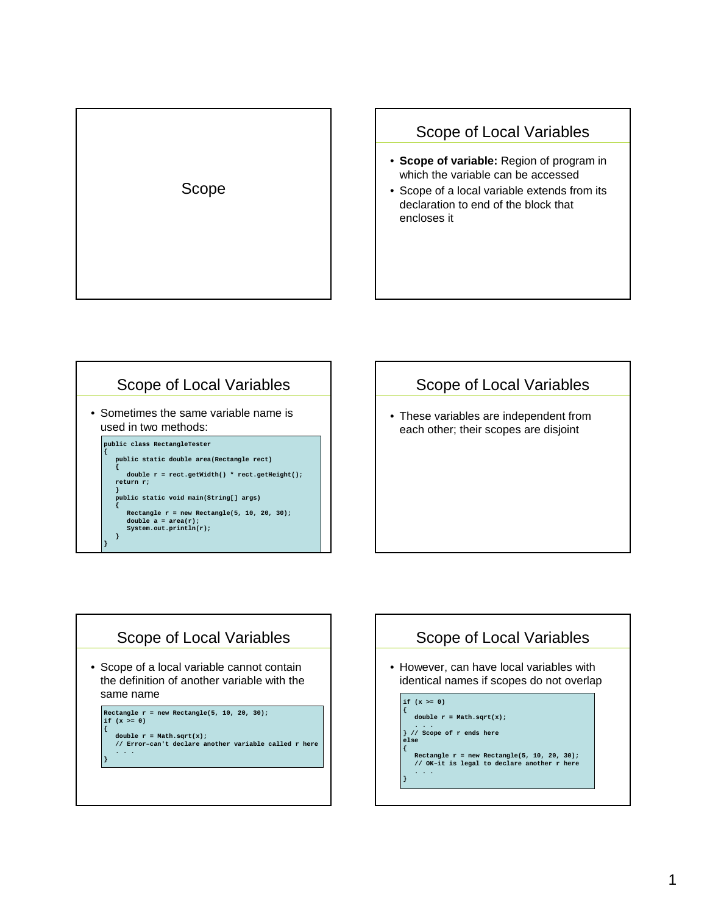# Scope

## Scope of Local Variables

- **Scope of variable:** Region of program in which the variable can be accessed
- Scope of a local variable extends from its declaration to end of the block that encloses it

## Scope of Local Variables

- Sometimes the same variable name is used in two methods:

```
public class RectangleTester
{
   public static double area(Rectangle rect)
   {
      double r = rect.getWidth() * rect.getHeight();
   return r;
   }
   public static void main(String[] args)
   {
      Rectangle r = new Rectangle(5, 10, 20, 30);
      double a = area(r);
      System.out.println(r);
   }
}
```

## Scope of Local Variables

- These variables are independent from each other; their scopes are disjoint

## Scope of Local Variables

- Scope of a local variable cannot contain the definition of another variable with the same name

```
Rectangle r = new Rectangle(5, 10, 20, 30);
if (x >= 0)
{
   double r = Math.sqrt(x);
   // Error-can't declare another variable called r here
   . . .
}
```

## Scope of Local Variables

- However, can have local variables with identical names if scopes do not overlap

```
if (x >= 0)
{
   double r = Math.sqrt(x);
   . . .
} // Scope of r ends here
else
{
   Rectangle r = new Rectangle(5, 10, 20, 30);
   // OK-it is legal to declare another r here
   . . .
}
```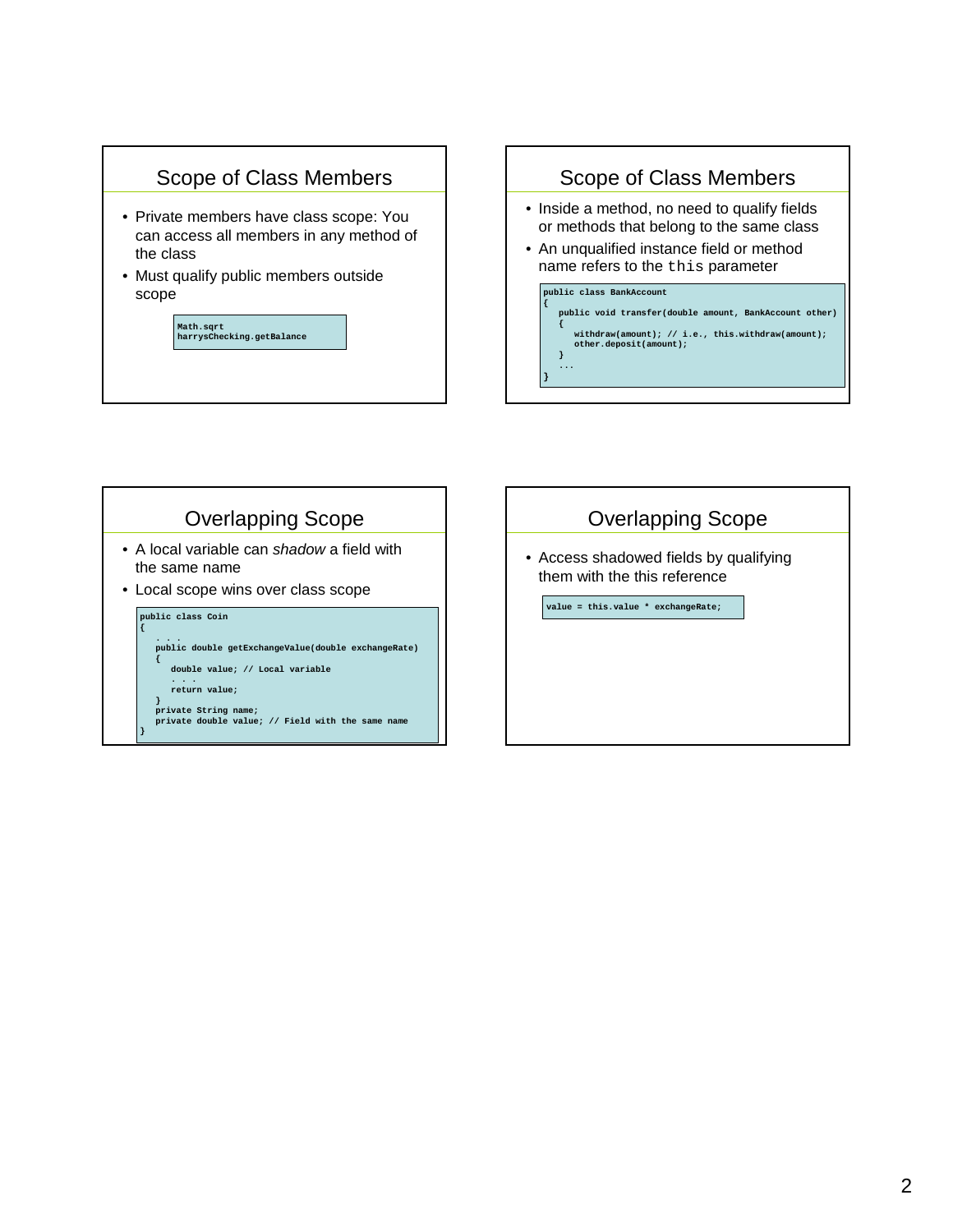## Scope of Class Members

- Private members have class scope: You can access all members in any method of the class
- Must qualify public members outside scope

```
Math.sqrt
harrysChecking.getBalance
```

## Scope of Class Members

- Inside a method, no need to qualify fields or methods that belong to the same class
- An unqualified instance field or method name refers to the `this` parameter

```
public class BankAccount
{
   public void transfer(double amount, BankAccount other)
   {
      withdraw(amount); // i.e., this.withdraw(amount);
      other.deposit(amount);
   }
   ...
}
```

## Overlapping Scope

- A local variable can *shadow* a field with the same name
- Local scope wins over class scope

```
public class Coin
{
   . . .
   public double getExchangeValue(double exchangeRate)
   {
      double value; // Local variable
      . . .
      return value;
   }
   private String name;
   private double value; // Field with the same name
}
```

## Overlapping Scope

- Access shadowed fields by qualifying them with the this reference

```
value = this.value * exchangeRate;
```